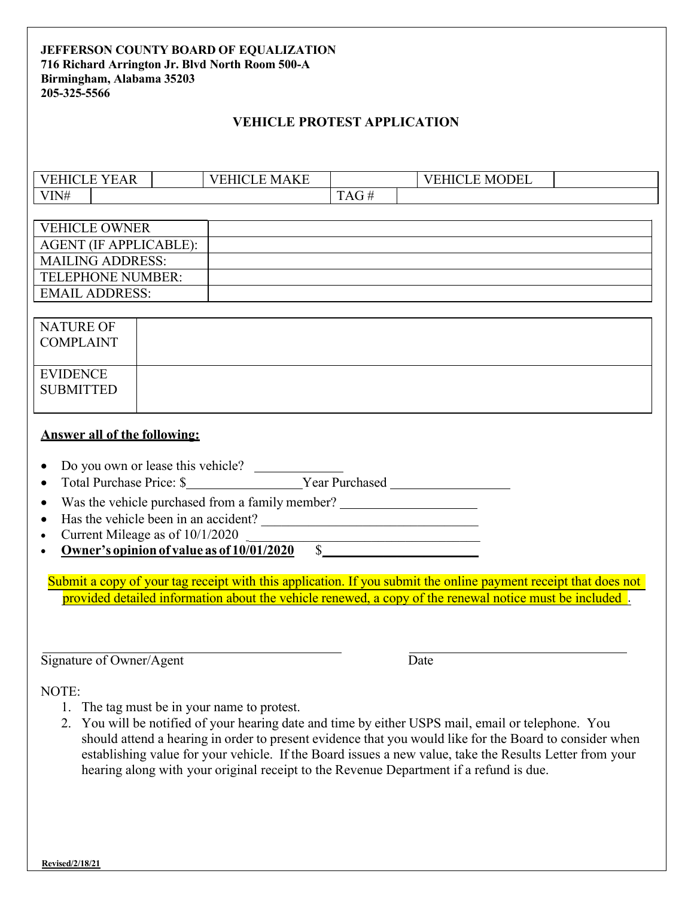**JEFFERSON COUNTY BOARD OF EQUALIZATION**
**716 Richard Arrington Jr. Blvd North Room 500-A**
**Birmingham, Alabama 35203**
**205-325-5566**

## VEHICLE PROTEST APPLICATION

| VEHICLE YEAR | | VEHICLE MAKE | | VEHICLE MODEL | |
|---|---|---|---|---|---|
| VIN# | | | TAG # | | |

| VEHICLE OWNER | |
|---|---|
| AGENT (IF APPLICABLE): | |
| MAILING ADDRESS: | |
| TELEPHONE NUMBER: | |
| EMAIL ADDRESS: | |

| NATURE OF COMPLAINT | |
|---|---|
| EVIDENCE SUBMITTED | |

**Answer all of the following:**

- Do you own or lease this vehicle? ____________
- Total Purchase Price: $________________ Year Purchased ________________
- Was the vehicle purchased from a family member? ____________________
- Has the vehicle been in an accident? ________________________________
- Current Mileage as of 10/1/2020 ____________________________________
- **Owner's opinion of value as of 10/01/2020** $______________________

Submit a copy of your tag receipt with this application. If you submit the online payment receipt that does not provided detailed information about the vehicle renewed, a copy of the renewal notice must be included .

_______________________________ Signature of Owner/Agent

_______________________________ Date

NOTE:

1. The tag must be in your name to protest.
2. You will be notified of your hearing date and time by either USPS mail, email or telephone. You should attend a hearing in order to present evidence that you would like for the Board to consider when establishing value for your vehicle. If the Board issues a new value, take the Results Letter from your hearing along with your original receipt to the Revenue Department if a refund is due.

Revised/2/18/21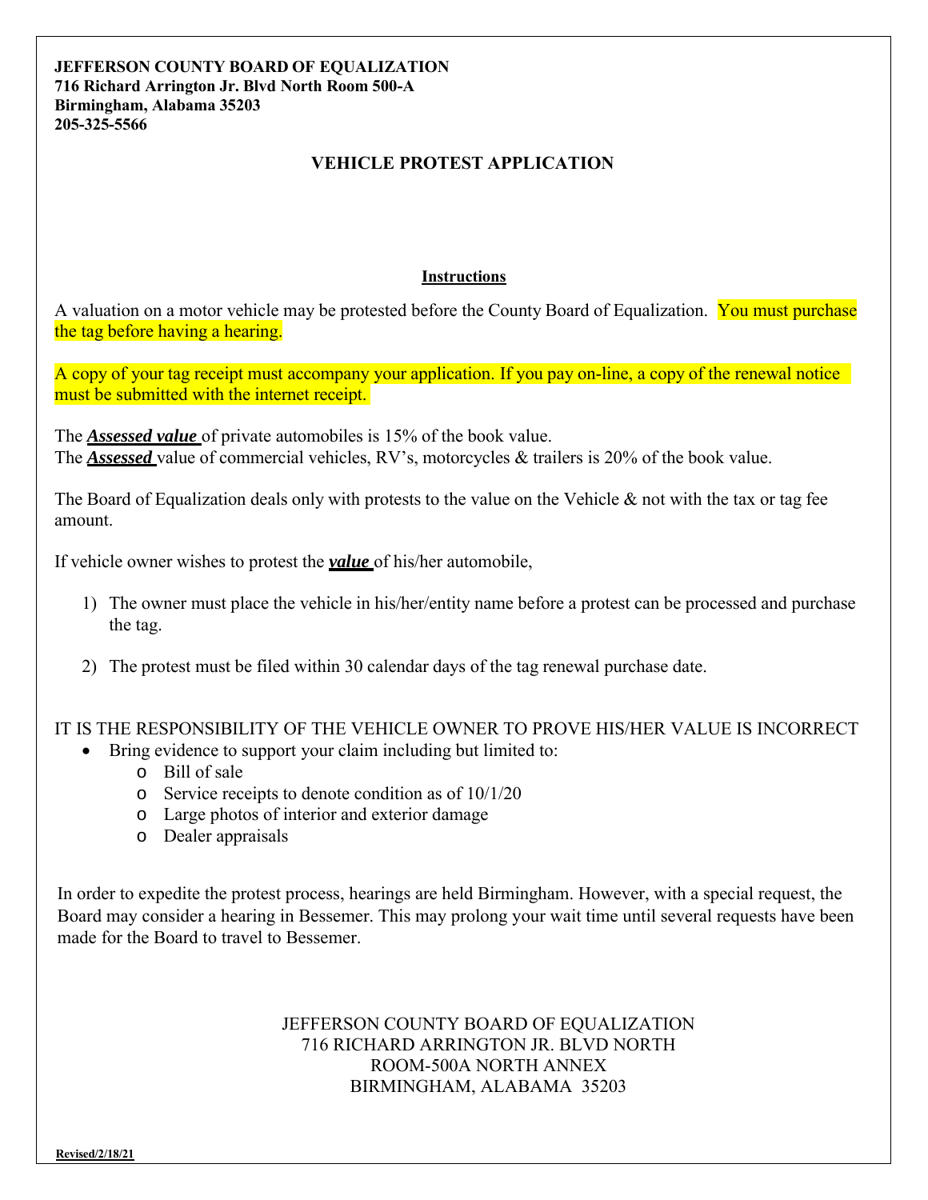**JEFFERSON COUNTY BOARD OF EQUALIZATION**
**716 Richard Arrington Jr. Blvd North Room 500-A**
**Birmingham, Alabama 35203**
**205-325-5566**

## VEHICLE PROTEST APPLICATION

### Instructions

A valuation on a motor vehicle may be protested before the County Board of Equalization. You must purchase the tag before having a hearing.

A copy of your tag receipt must accompany your application. If you pay on-line, a copy of the renewal notice must be submitted with the internet receipt.

The ***Assessed value*** of private automobiles is 15% of the book value.
The ***Assessed*** value of commercial vehicles, RV's, motorcycles & trailers is 20% of the book value.

The Board of Equalization deals only with protests to the value on the Vehicle & not with the tax or tag fee amount.

If vehicle owner wishes to protest the ***value*** of his/her automobile,

1) The owner must place the vehicle in his/her/entity name before a protest can be processed and purchase the tag.

2) The protest must be filed within 30 calendar days of the tag renewal purchase date.

IT IS THE RESPONSIBILITY OF THE VEHICLE OWNER TO PROVE HIS/HER VALUE IS INCORRECT

- Bring evidence to support your claim including but limited to:
  - Bill of sale
  - Service receipts to denote condition as of 10/1/20
  - Large photos of interior and exterior damage
  - Dealer appraisals

In order to expedite the protest process, hearings are held Birmingham. However, with a special request, the Board may consider a hearing in Bessemer. This may prolong your wait time until several requests have been made for the Board to travel to Bessemer.

JEFFERSON COUNTY BOARD OF EQUALIZATION
716 RICHARD ARRINGTON JR. BLVD NORTH
ROOM-500A NORTH ANNEX
BIRMINGHAM, ALABAMA 35203

**Revised/2/18/21**